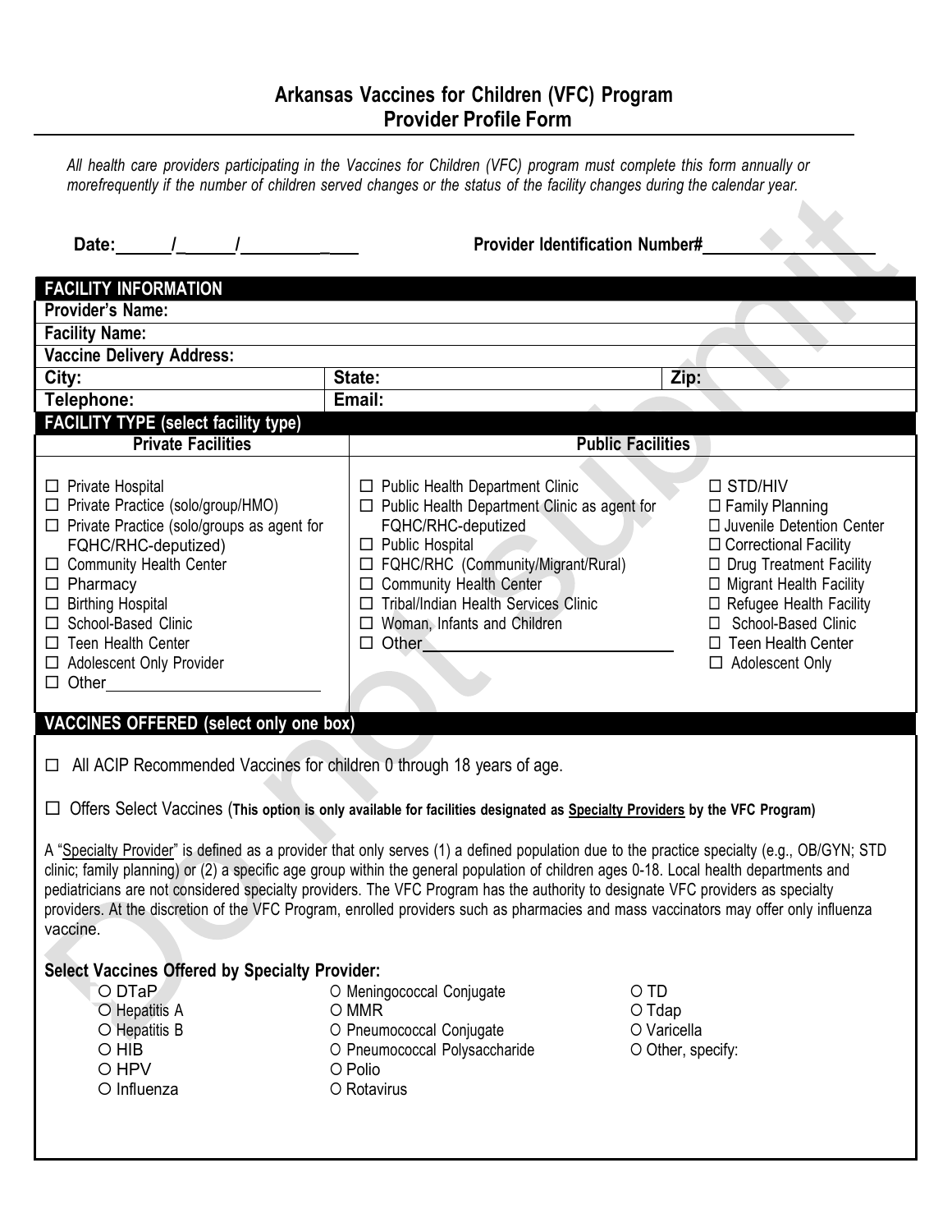# Arkansas Vaccines for Children (VFC) Program
## Provider Profile Form

*All health care providers participating in the Vaccines for Children (VFC) program must complete this form annually or morefrequently if the number of children served changes or the status of the facility changes during the calendar year.*

**Date:** ______/______/__________ **Provider Identification Number#** ____________________

| **FACILITY INFORMATION** | | |
|---|---|---|
| **Provider's Name:** | | |
| **Facility Name:** | | |
| **Vaccine Delivery Address:** | | |
| **City:** | **State:** | **Zip:** |
| **Telephone:** | **Email:** | |

### FACILITY TYPE (select facility type)

| **Private Facilities** | **Public Facilities** | |
|---|---|---|
| ☐ Private Hospital | ☐ Public Health Department Clinic | ☐ STD/HIV |
| ☐ Private Practice (solo/group/HMO) | ☐ Public Health Department Clinic as agent for FQHC/RHC-deputized | ☐ Family Planning |
| ☐ Private Practice (solo/groups as agent for FQHC/RHC-deputized) | ☐ Public Hospital | ☐ Juvenile Detention Center |
| ☐ Community Health Center | ☐ FQHC/RHC (Community/Migrant/Rural) | ☐ Correctional Facility |
| ☐ Pharmacy | ☐ Community Health Center | ☐ Drug Treatment Facility |
| ☐ Birthing Hospital | ☐ Tribal/Indian Health Services Clinic | ☐ Migrant Health Facility |
| ☐ School-Based Clinic | ☐ Woman, Infants and Children | ☐ Refugee Health Facility |
| ☐ Teen Health Center | ☐ Other____________________ | ☐ School-Based Clinic |
| ☐ Adolescent Only Provider | | ☐ Teen Health Center |
| ☐ Other____________________ | | ☐ Adolescent Only |

### VACCINES OFFERED (select only one box)

☐ All ACIP Recommended Vaccines for children 0 through 18 years of age.

☐ Offers Select Vaccines (**This option is only available for facilities designated as Specialty Providers by the VFC Program**)

A "Specialty Provider" is defined as a provider that only serves (1) a defined population due to the practice specialty (e.g., OB/GYN; STD clinic; family planning) or (2) a specific age group within the general population of children ages 0-18. Local health departments and pediatricians are not considered specialty providers. The VFC Program has the authority to designate VFC providers as specialty providers. At the discretion of the VFC Program, enrolled providers such as pharmacies and mass vaccinators may offer only influenza vaccine.

**Select Vaccines Offered by Specialty Provider:**

| | | |
|---|---|---|
| O DTaP | O Meningococcal Conjugate | O TD |
| O Hepatitis A | O MMR | O Tdap |
| O Hepatitis B | O Pneumococcal Conjugate | O Varicella |
| O HIB | O Pneumococcal Polysaccharide | O Other, specify: |
| O HPV | O Polio | |
| O Influenza | O Rotavirus | |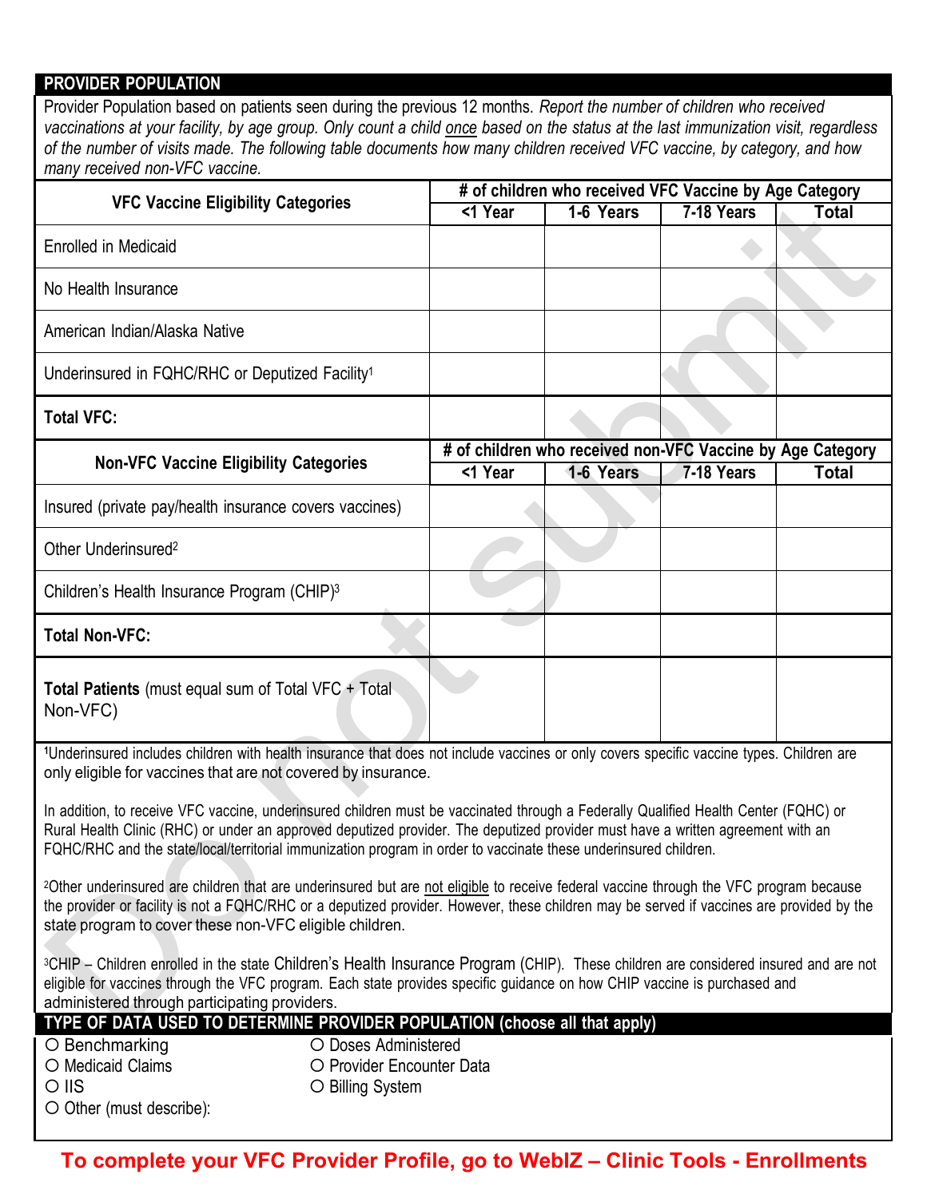## PROVIDER POPULATION

Provider Population based on patients seen during the previous 12 months. *Report the number of children who received vaccinations at your facility, by age group. Only count a child once based on the status at the last immunization visit, regardless of the number of visits made. The following table documents how many children received VFC vaccine, by category, and how many received non-VFC vaccine.*

| VFC Vaccine Eligibility Categories | # of children who received VFC Vaccine by Age Category | | | |
|---|---|---|---|---|
| | <1 Year | 1-6 Years | 7-18 Years | Total |
| Enrolled in Medicaid | | | | |
| No Health Insurance | | | | |
| American Indian/Alaska Native | | | | |
| Underinsured in FQHC/RHC or Deputized Facility[1] | | | | |
| **Total VFC:** | | | | |
| **Non-VFC Vaccine Eligibility Categories** | **# of children who received non-VFC Vaccine by Age Category** | | | |
| | **<1 Year** | **1-6 Years** | **7-18 Years** | **Total** |
| Insured (private pay/health insurance covers vaccines) | | | | |
| Other Underinsured[2] | | | | |
| Children's Health Insurance Program (CHIP)[3] | | | | |
| **Total Non-VFC:** | | | | |
| **Total Patients** (must equal sum of Total VFC + Total Non-VFC) | | | | |

[1]Underinsured includes children with health insurance that does not include vaccines or only covers specific vaccine types. Children are only eligible for vaccines that are not covered by insurance.

In addition, to receive VFC vaccine, underinsured children must be vaccinated through a Federally Qualified Health Center (FQHC) or Rural Health Clinic (RHC) or under an approved deputized provider. The deputized provider must have a written agreement with an FQHC/RHC and the state/local/territorial immunization program in order to vaccinate these underinsured children.

[2]Other underinsured are children that are underinsured but are not eligible to receive federal vaccine through the VFC program because the provider or facility is not a FQHC/RHC or a deputized provider. However, these children may be served if vaccines are provided by the state program to cover these non-VFC eligible children.

[3]CHIP – Children enrolled in the state Children's Health Insurance Program (CHIP). These children are considered insured and are not eligible for vaccines through the VFC program. Each state provides specific guidance on how CHIP vaccine is purchased and administered through participating providers.

## TYPE OF DATA USED TO DETERMINE PROVIDER POPULATION (choose all that apply)

- ○ Benchmarking
- ○ Medicaid Claims
- ○ IIS
- ○ Other (must describe):
- ○ Doses Administered
- ○ Provider Encounter Data
- ○ Billing System

**To complete your VFC Provider Profile, go to WebIZ – Clinic Tools - Enrollments**